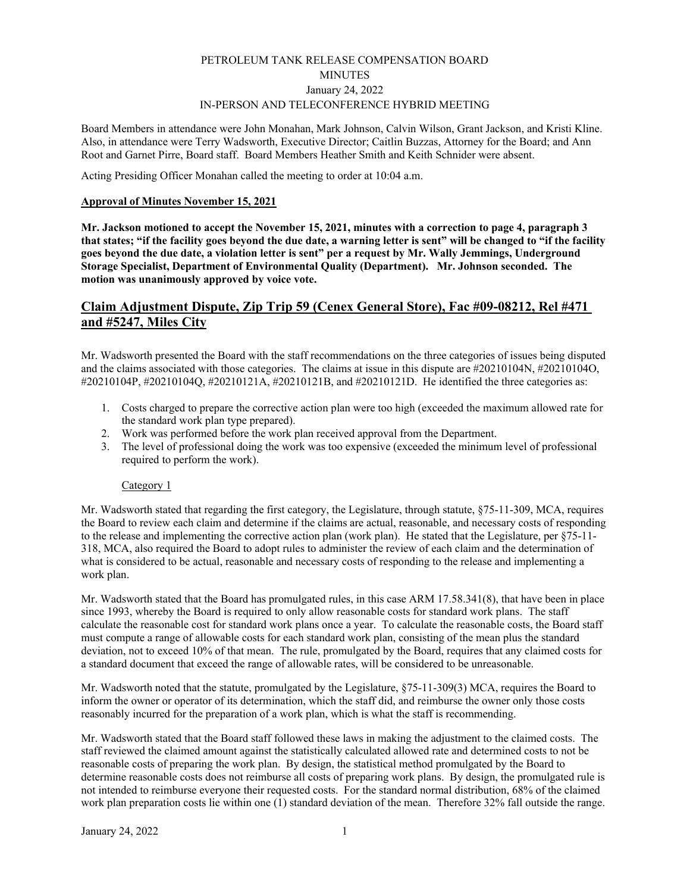# PETROLEUM TANK RELEASE COMPENSATION BOARD
## MINUTES
### January 24, 2022
### IN-PERSON AND TELECONFERENCE HYBRID MEETING

Board Members in attendance were John Monahan, Mark Johnson, Calvin Wilson, Grant Jackson, and Kristi Kline. Also, in attendance were Terry Wadsworth, Executive Director; Caitlin Buzzas, Attorney for the Board; and Ann Root and Garnet Pirre, Board staff. Board Members Heather Smith and Keith Schnider were absent.

Acting Presiding Officer Monahan called the meeting to order at 10:04 a.m.

**Approval of Minutes November 15, 2021**

**Mr. Jackson motioned to accept the November 15, 2021, minutes with a correction to page 4, paragraph 3 that states; "if the facility goes beyond the due date, a warning letter is sent" will be changed to "if the facility goes beyond the due date, a violation letter is sent" per a request by Mr. Wally Jemmings, Underground Storage Specialist, Department of Environmental Quality (Department). Mr. Johnson seconded. The motion was unanimously approved by voice vote.**

## Claim Adjustment Dispute, Zip Trip 59 (Cenex General Store), Fac #09-08212, Rel #471 and #5247, Miles City

Mr. Wadsworth presented the Board with the staff recommendations on the three categories of issues being disputed and the claims associated with those categories. The claims at issue in this dispute are #20210104N, #20210104O, #20210104P, #20210104Q, #20210121A, #20210121B, and #20210121D. He identified the three categories as:

1. Costs charged to prepare the corrective action plan were too high (exceeded the maximum allowed rate for the standard work plan type prepared).
2. Work was performed before the work plan received approval from the Department.
3. The level of professional doing the work was too expensive (exceeded the minimum level of professional required to perform the work).

Category 1

Mr. Wadsworth stated that regarding the first category, the Legislature, through statute, §75-11-309, MCA, requires the Board to review each claim and determine if the claims are actual, reasonable, and necessary costs of responding to the release and implementing the corrective action plan (work plan). He stated that the Legislature, per §75-11-318, MCA, also required the Board to adopt rules to administer the review of each claim and the determination of what is considered to be actual, reasonable and necessary costs of responding to the release and implementing a work plan.

Mr. Wadsworth stated that the Board has promulgated rules, in this case ARM 17.58.341(8), that have been in place since 1993, whereby the Board is required to only allow reasonable costs for standard work plans. The staff calculate the reasonable cost for standard work plans once a year. To calculate the reasonable costs, the Board staff must compute a range of allowable costs for each standard work plan, consisting of the mean plus the standard deviation, not to exceed 10% of that mean. The rule, promulgated by the Board, requires that any claimed costs for a standard document that exceed the range of allowable rates, will be considered to be unreasonable.

Mr. Wadsworth noted that the statute, promulgated by the Legislature, §75-11-309(3) MCA, requires the Board to inform the owner or operator of its determination, which the staff did, and reimburse the owner only those costs reasonably incurred for the preparation of a work plan, which is what the staff is recommending.

Mr. Wadsworth stated that the Board staff followed these laws in making the adjustment to the claimed costs. The staff reviewed the claimed amount against the statistically calculated allowed rate and determined costs to not be reasonable costs of preparing the work plan. By design, the statistical method promulgated by the Board to determine reasonable costs does not reimburse all costs of preparing work plans. By design, the promulgated rule is not intended to reimburse everyone their requested costs. For the standard normal distribution, 68% of the claimed work plan preparation costs lie within one (1) standard deviation of the mean. Therefore 32% fall outside the range.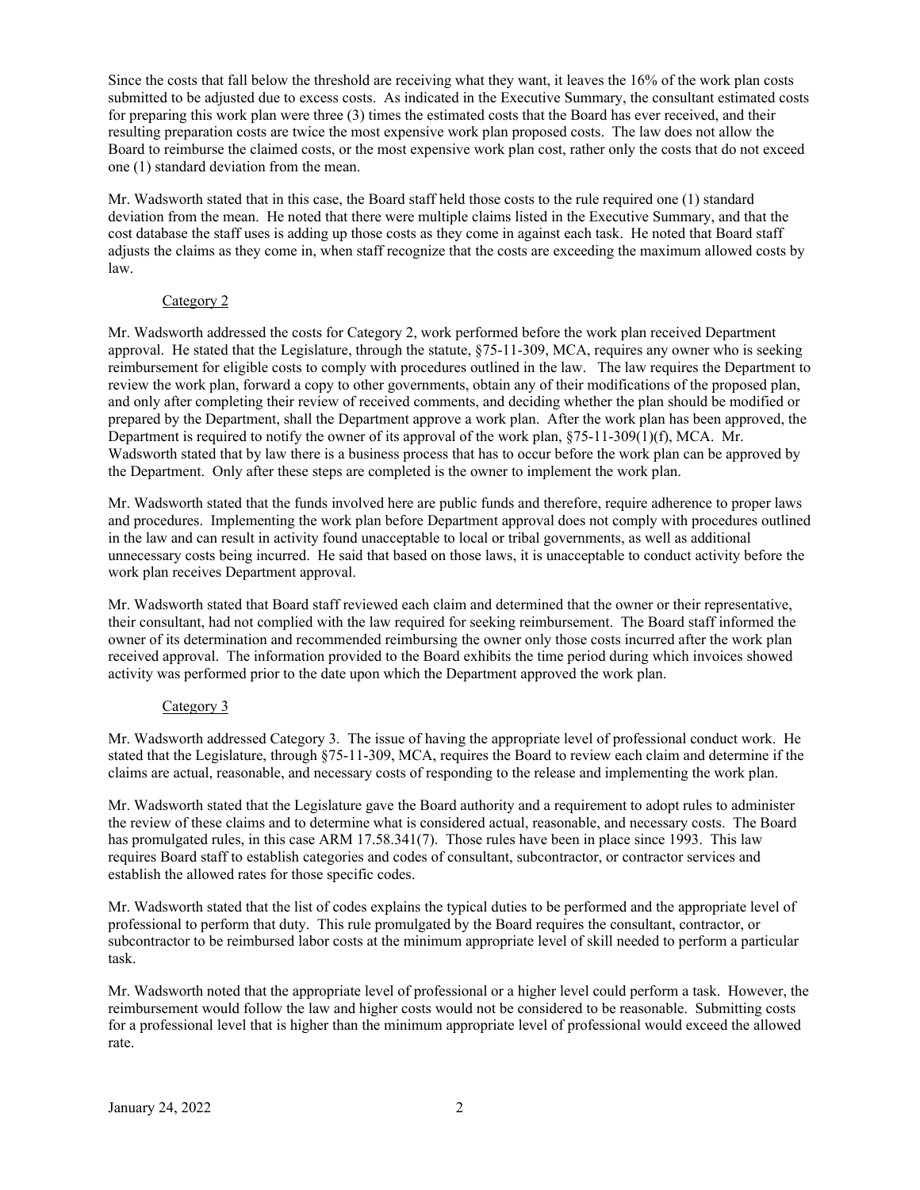Since the costs that fall below the threshold are receiving what they want, it leaves the 16% of the work plan costs submitted to be adjusted due to excess costs. As indicated in the Executive Summary, the consultant estimated costs for preparing this work plan were three (3) times the estimated costs that the Board has ever received, and their resulting preparation costs are twice the most expensive work plan proposed costs. The law does not allow the Board to reimburse the claimed costs, or the most expensive work plan cost, rather only the costs that do not exceed one (1) standard deviation from the mean.

Mr. Wadsworth stated that in this case, the Board staff held those costs to the rule required one (1) standard deviation from the mean. He noted that there were multiple claims listed in the Executive Summary, and that the cost database the staff uses is adding up those costs as they come in against each task. He noted that Board staff adjusts the claims as they come in, when staff recognize that the costs are exceeding the maximum allowed costs by law.

<u>Category 2</u>

Mr. Wadsworth addressed the costs for Category 2, work performed before the work plan received Department approval. He stated that the Legislature, through the statute, §75-11-309, MCA, requires any owner who is seeking reimbursement for eligible costs to comply with procedures outlined in the law. The law requires the Department to review the work plan, forward a copy to other governments, obtain any of their modifications of the proposed plan, and only after completing their review of received comments, and deciding whether the plan should be modified or prepared by the Department, shall the Department approve a work plan. After the work plan has been approved, the Department is required to notify the owner of its approval of the work plan, §75-11-309(1)(f), MCA. Mr. Wadsworth stated that by law there is a business process that has to occur before the work plan can be approved by the Department. Only after these steps are completed is the owner to implement the work plan.

Mr. Wadsworth stated that the funds involved here are public funds and therefore, require adherence to proper laws and procedures. Implementing the work plan before Department approval does not comply with procedures outlined in the law and can result in activity found unacceptable to local or tribal governments, as well as additional unnecessary costs being incurred. He said that based on those laws, it is unacceptable to conduct activity before the work plan receives Department approval.

Mr. Wadsworth stated that Board staff reviewed each claim and determined that the owner or their representative, their consultant, had not complied with the law required for seeking reimbursement. The Board staff informed the owner of its determination and recommended reimbursing the owner only those costs incurred after the work plan received approval. The information provided to the Board exhibits the time period during which invoices showed activity was performed prior to the date upon which the Department approved the work plan.

<u>Category 3</u>

Mr. Wadsworth addressed Category 3. The issue of having the appropriate level of professional conduct work. He stated that the Legislature, through §75-11-309, MCA, requires the Board to review each claim and determine if the claims are actual, reasonable, and necessary costs of responding to the release and implementing the work plan.

Mr. Wadsworth stated that the Legislature gave the Board authority and a requirement to adopt rules to administer the review of these claims and to determine what is considered actual, reasonable, and necessary costs. The Board has promulgated rules, in this case ARM 17.58.341(7). Those rules have been in place since 1993. This law requires Board staff to establish categories and codes of consultant, subcontractor, or contractor services and establish the allowed rates for those specific codes.

Mr. Wadsworth stated that the list of codes explains the typical duties to be performed and the appropriate level of professional to perform that duty. This rule promulgated by the Board requires the consultant, contractor, or subcontractor to be reimbursed labor costs at the minimum appropriate level of skill needed to perform a particular task.

Mr. Wadsworth noted that the appropriate level of professional or a higher level could perform a task. However, the reimbursement would follow the law and higher costs would not be considered to be reasonable. Submitting costs for a professional level that is higher than the minimum appropriate level of professional would exceed the allowed rate.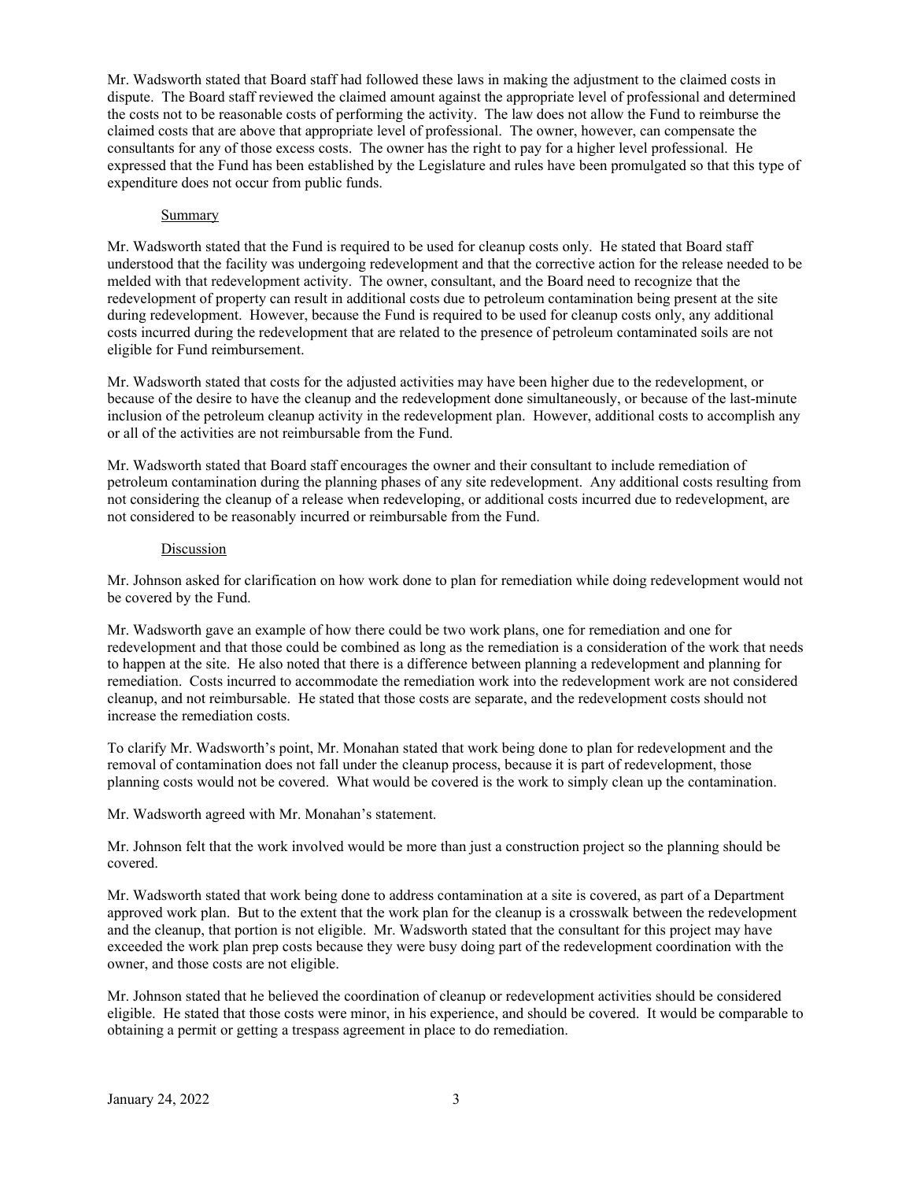Mr. Wadsworth stated that Board staff had followed these laws in making the adjustment to the claimed costs in dispute. The Board staff reviewed the claimed amount against the appropriate level of professional and determined the costs not to be reasonable costs of performing the activity. The law does not allow the Fund to reimburse the claimed costs that are above that appropriate level of professional. The owner, however, can compensate the consultants for any of those excess costs. The owner has the right to pay for a higher level professional. He expressed that the Fund has been established by the Legislature and rules have been promulgated so that this type of expenditure does not occur from public funds.

Summary

Mr. Wadsworth stated that the Fund is required to be used for cleanup costs only. He stated that Board staff understood that the facility was undergoing redevelopment and that the corrective action for the release needed to be melded with that redevelopment activity. The owner, consultant, and the Board need to recognize that the redevelopment of property can result in additional costs due to petroleum contamination being present at the site during redevelopment. However, because the Fund is required to be used for cleanup costs only, any additional costs incurred during the redevelopment that are related to the presence of petroleum contaminated soils are not eligible for Fund reimbursement.

Mr. Wadsworth stated that costs for the adjusted activities may have been higher due to the redevelopment, or because of the desire to have the cleanup and the redevelopment done simultaneously, or because of the last-minute inclusion of the petroleum cleanup activity in the redevelopment plan. However, additional costs to accomplish any or all of the activities are not reimbursable from the Fund.

Mr. Wadsworth stated that Board staff encourages the owner and their consultant to include remediation of petroleum contamination during the planning phases of any site redevelopment. Any additional costs resulting from not considering the cleanup of a release when redeveloping, or additional costs incurred due to redevelopment, are not considered to be reasonably incurred or reimbursable from the Fund.

Discussion

Mr. Johnson asked for clarification on how work done to plan for remediation while doing redevelopment would not be covered by the Fund.

Mr. Wadsworth gave an example of how there could be two work plans, one for remediation and one for redevelopment and that those could be combined as long as the remediation is a consideration of the work that needs to happen at the site. He also noted that there is a difference between planning a redevelopment and planning for remediation. Costs incurred to accommodate the remediation work into the redevelopment work are not considered cleanup, and not reimbursable. He stated that those costs are separate, and the redevelopment costs should not increase the remediation costs.

To clarify Mr. Wadsworth's point, Mr. Monahan stated that work being done to plan for redevelopment and the removal of contamination does not fall under the cleanup process, because it is part of redevelopment, those planning costs would not be covered. What would be covered is the work to simply clean up the contamination.

Mr. Wadsworth agreed with Mr. Monahan's statement.

Mr. Johnson felt that the work involved would be more than just a construction project so the planning should be covered.

Mr. Wadsworth stated that work being done to address contamination at a site is covered, as part of a Department approved work plan. But to the extent that the work plan for the cleanup is a crosswalk between the redevelopment and the cleanup, that portion is not eligible. Mr. Wadsworth stated that the consultant for this project may have exceeded the work plan prep costs because they were busy doing part of the redevelopment coordination with the owner, and those costs are not eligible.

Mr. Johnson stated that he believed the coordination of cleanup or redevelopment activities should be considered eligible. He stated that those costs were minor, in his experience, and should be covered. It would be comparable to obtaining a permit or getting a trespass agreement in place to do remediation.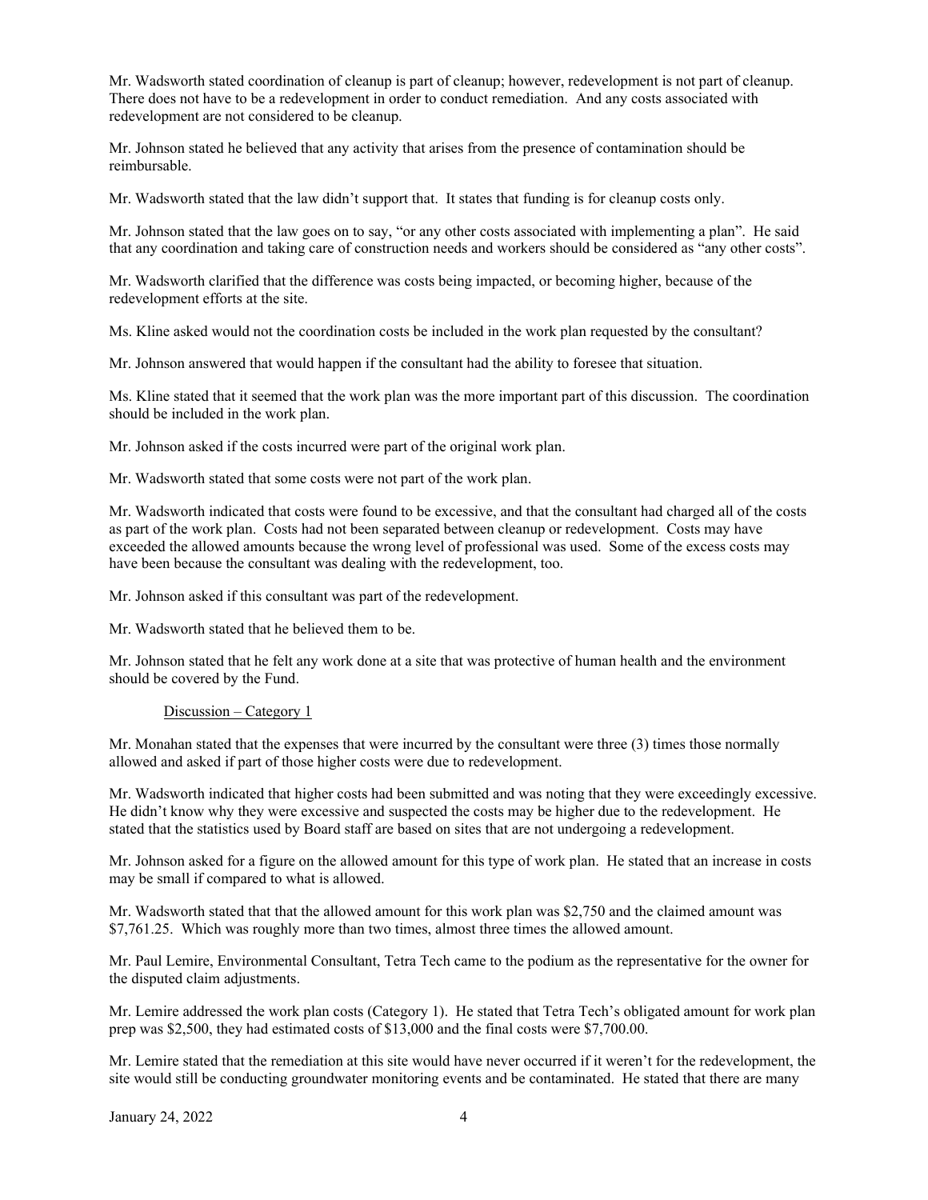Mr. Wadsworth stated coordination of cleanup is part of cleanup; however, redevelopment is not part of cleanup. There does not have to be a redevelopment in order to conduct remediation. And any costs associated with redevelopment are not considered to be cleanup.

Mr. Johnson stated he believed that any activity that arises from the presence of contamination should be reimbursable.

Mr. Wadsworth stated that the law didn't support that. It states that funding is for cleanup costs only.

Mr. Johnson stated that the law goes on to say, "or any other costs associated with implementing a plan". He said that any coordination and taking care of construction needs and workers should be considered as "any other costs".

Mr. Wadsworth clarified that the difference was costs being impacted, or becoming higher, because of the redevelopment efforts at the site.

Ms. Kline asked would not the coordination costs be included in the work plan requested by the consultant?

Mr. Johnson answered that would happen if the consultant had the ability to foresee that situation.

Ms. Kline stated that it seemed that the work plan was the more important part of this discussion. The coordination should be included in the work plan.

Mr. Johnson asked if the costs incurred were part of the original work plan.

Mr. Wadsworth stated that some costs were not part of the work plan.

Mr. Wadsworth indicated that costs were found to be excessive, and that the consultant had charged all of the costs as part of the work plan. Costs had not been separated between cleanup or redevelopment. Costs may have exceeded the allowed amounts because the wrong level of professional was used. Some of the excess costs may have been because the consultant was dealing with the redevelopment, too.

Mr. Johnson asked if this consultant was part of the redevelopment.

Mr. Wadsworth stated that he believed them to be.

Mr. Johnson stated that he felt any work done at a site that was protective of human health and the environment should be covered by the Fund.

Discussion – Category 1

Mr. Monahan stated that the expenses that were incurred by the consultant were three (3) times those normally allowed and asked if part of those higher costs were due to redevelopment.

Mr. Wadsworth indicated that higher costs had been submitted and was noting that they were exceedingly excessive. He didn't know why they were excessive and suspected the costs may be higher due to the redevelopment. He stated that the statistics used by Board staff are based on sites that are not undergoing a redevelopment.

Mr. Johnson asked for a figure on the allowed amount for this type of work plan. He stated that an increase in costs may be small if compared to what is allowed.

Mr. Wadsworth stated that that the allowed amount for this work plan was $2,750 and the claimed amount was $7,761.25. Which was roughly more than two times, almost three times the allowed amount.

Mr. Paul Lemire, Environmental Consultant, Tetra Tech came to the podium as the representative for the owner for the disputed claim adjustments.

Mr. Lemire addressed the work plan costs (Category 1). He stated that Tetra Tech's obligated amount for work plan prep was $2,500, they had estimated costs of $13,000 and the final costs were $7,700.00.

Mr. Lemire stated that the remediation at this site would have never occurred if it weren't for the redevelopment, the site would still be conducting groundwater monitoring events and be contaminated. He stated that there are many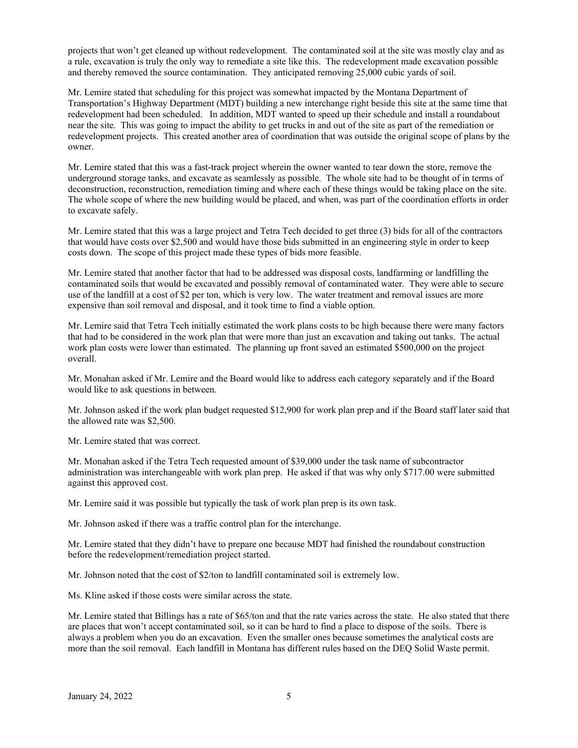projects that won't get cleaned up without redevelopment. The contaminated soil at the site was mostly clay and as a rule, excavation is truly the only way to remediate a site like this. The redevelopment made excavation possible and thereby removed the source contamination. They anticipated removing 25,000 cubic yards of soil.

Mr. Lemire stated that scheduling for this project was somewhat impacted by the Montana Department of Transportation's Highway Department (MDT) building a new interchange right beside this site at the same time that redevelopment had been scheduled. In addition, MDT wanted to speed up their schedule and install a roundabout near the site. This was going to impact the ability to get trucks in and out of the site as part of the remediation or redevelopment projects. This created another area of coordination that was outside the original scope of plans by the owner.

Mr. Lemire stated that this was a fast-track project wherein the owner wanted to tear down the store, remove the underground storage tanks, and excavate as seamlessly as possible. The whole site had to be thought of in terms of deconstruction, reconstruction, remediation timing and where each of these things would be taking place on the site. The whole scope of where the new building would be placed, and when, was part of the coordination efforts in order to excavate safely.

Mr. Lemire stated that this was a large project and Tetra Tech decided to get three (3) bids for all of the contractors that would have costs over $2,500 and would have those bids submitted in an engineering style in order to keep costs down. The scope of this project made these types of bids more feasible.

Mr. Lemire stated that another factor that had to be addressed was disposal costs, landfarming or landfilling the contaminated soils that would be excavated and possibly removal of contaminated water. They were able to secure use of the landfill at a cost of $2 per ton, which is very low. The water treatment and removal issues are more expensive than soil removal and disposal, and it took time to find a viable option.

Mr. Lemire said that Tetra Tech initially estimated the work plans costs to be high because there were many factors that had to be considered in the work plan that were more than just an excavation and taking out tanks. The actual work plan costs were lower than estimated. The planning up front saved an estimated $500,000 on the project overall.

Mr. Monahan asked if Mr. Lemire and the Board would like to address each category separately and if the Board would like to ask questions in between.

Mr. Johnson asked if the work plan budget requested $12,900 for work plan prep and if the Board staff later said that the allowed rate was $2,500.

Mr. Lemire stated that was correct.

Mr. Monahan asked if the Tetra Tech requested amount of $39,000 under the task name of subcontractor administration was interchangeable with work plan prep. He asked if that was why only $717.00 were submitted against this approved cost.

Mr. Lemire said it was possible but typically the task of work plan prep is its own task.

Mr. Johnson asked if there was a traffic control plan for the interchange.

Mr. Lemire stated that they didn't have to prepare one because MDT had finished the roundabout construction before the redevelopment/remediation project started.

Mr. Johnson noted that the cost of $2/ton to landfill contaminated soil is extremely low.

Ms. Kline asked if those costs were similar across the state.

Mr. Lemire stated that Billings has a rate of $65/ton and that the rate varies across the state. He also stated that there are places that won't accept contaminated soil, so it can be hard to find a place to dispose of the soils. There is always a problem when you do an excavation. Even the smaller ones because sometimes the analytical costs are more than the soil removal. Each landfill in Montana has different rules based on the DEQ Solid Waste permit.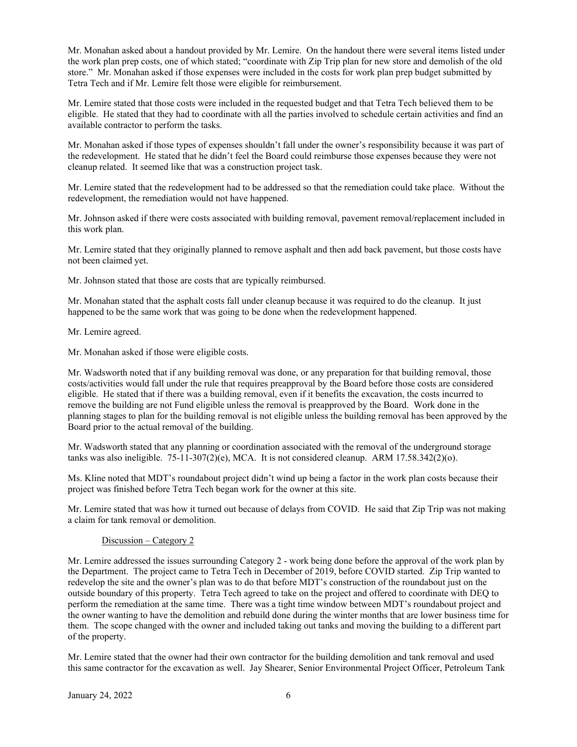Mr. Monahan asked about a handout provided by Mr. Lemire. On the handout there were several items listed under the work plan prep costs, one of which stated; "coordinate with Zip Trip plan for new store and demolish of the old store." Mr. Monahan asked if those expenses were included in the costs for work plan prep budget submitted by Tetra Tech and if Mr. Lemire felt those were eligible for reimbursement.

Mr. Lemire stated that those costs were included in the requested budget and that Tetra Tech believed them to be eligible. He stated that they had to coordinate with all the parties involved to schedule certain activities and find an available contractor to perform the tasks.

Mr. Monahan asked if those types of expenses shouldn't fall under the owner's responsibility because it was part of the redevelopment. He stated that he didn't feel the Board could reimburse those expenses because they were not cleanup related. It seemed like that was a construction project task.

Mr. Lemire stated that the redevelopment had to be addressed so that the remediation could take place. Without the redevelopment, the remediation would not have happened.

Mr. Johnson asked if there were costs associated with building removal, pavement removal/replacement included in this work plan.

Mr. Lemire stated that they originally planned to remove asphalt and then add back pavement, but those costs have not been claimed yet.

Mr. Johnson stated that those are costs that are typically reimbursed.

Mr. Monahan stated that the asphalt costs fall under cleanup because it was required to do the cleanup. It just happened to be the same work that was going to be done when the redevelopment happened.

Mr. Lemire agreed.

Mr. Monahan asked if those were eligible costs.

Mr. Wadsworth noted that if any building removal was done, or any preparation for that building removal, those costs/activities would fall under the rule that requires preapproval by the Board before those costs are considered eligible. He stated that if there was a building removal, even if it benefits the excavation, the costs incurred to remove the building are not Fund eligible unless the removal is preapproved by the Board. Work done in the planning stages to plan for the building removal is not eligible unless the building removal has been approved by the Board prior to the actual removal of the building.

Mr. Wadsworth stated that any planning or coordination associated with the removal of the underground storage tanks was also ineligible. 75-11-307(2)(e), MCA. It is not considered cleanup. ARM 17.58.342(2)(o).

Ms. Kline noted that MDT's roundabout project didn't wind up being a factor in the work plan costs because their project was finished before Tetra Tech began work for the owner at this site.

Mr. Lemire stated that was how it turned out because of delays from COVID. He said that Zip Trip was not making a claim for tank removal or demolition.

Discussion – Category 2

Mr. Lemire addressed the issues surrounding Category 2 - work being done before the approval of the work plan by the Department. The project came to Tetra Tech in December of 2019, before COVID started. Zip Trip wanted to redevelop the site and the owner's plan was to do that before MDT's construction of the roundabout just on the outside boundary of this property. Tetra Tech agreed to take on the project and offered to coordinate with DEQ to perform the remediation at the same time. There was a tight time window between MDT's roundabout project and the owner wanting to have the demolition and rebuild done during the winter months that are lower business time for them. The scope changed with the owner and included taking out tanks and moving the building to a different part of the property.

Mr. Lemire stated that the owner had their own contractor for the building demolition and tank removal and used this same contractor for the excavation as well. Jay Shearer, Senior Environmental Project Officer, Petroleum Tank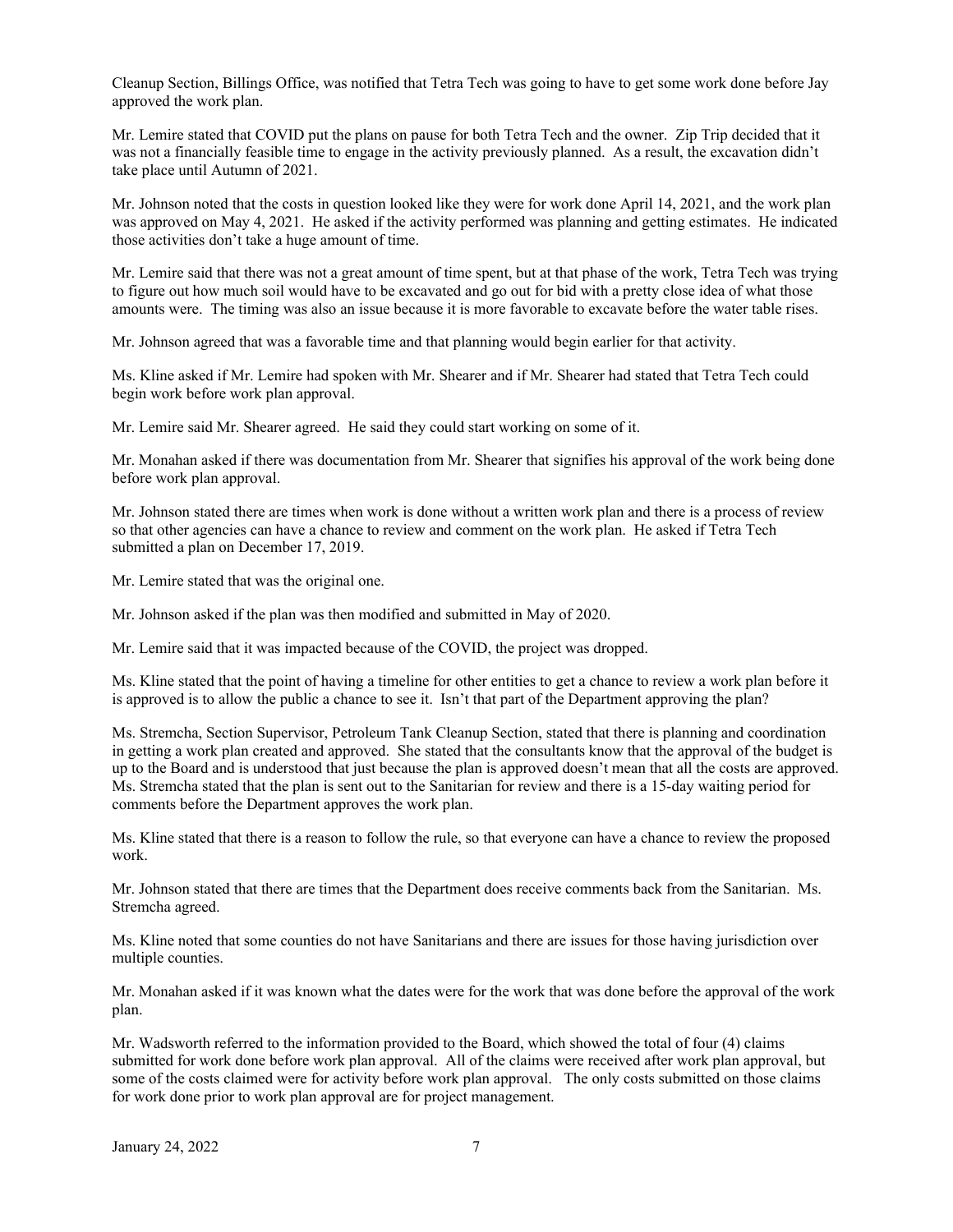Cleanup Section, Billings Office, was notified that Tetra Tech was going to have to get some work done before Jay approved the work plan.

Mr. Lemire stated that COVID put the plans on pause for both Tetra Tech and the owner. Zip Trip decided that it was not a financially feasible time to engage in the activity previously planned. As a result, the excavation didn't take place until Autumn of 2021.

Mr. Johnson noted that the costs in question looked like they were for work done April 14, 2021, and the work plan was approved on May 4, 2021. He asked if the activity performed was planning and getting estimates. He indicated those activities don't take a huge amount of time.

Mr. Lemire said that there was not a great amount of time spent, but at that phase of the work, Tetra Tech was trying to figure out how much soil would have to be excavated and go out for bid with a pretty close idea of what those amounts were. The timing was also an issue because it is more favorable to excavate before the water table rises.

Mr. Johnson agreed that was a favorable time and that planning would begin earlier for that activity.

Ms. Kline asked if Mr. Lemire had spoken with Mr. Shearer and if Mr. Shearer had stated that Tetra Tech could begin work before work plan approval.

Mr. Lemire said Mr. Shearer agreed. He said they could start working on some of it.

Mr. Monahan asked if there was documentation from Mr. Shearer that signifies his approval of the work being done before work plan approval.

Mr. Johnson stated there are times when work is done without a written work plan and there is a process of review so that other agencies can have a chance to review and comment on the work plan. He asked if Tetra Tech submitted a plan on December 17, 2019.

Mr. Lemire stated that was the original one.

Mr. Johnson asked if the plan was then modified and submitted in May of 2020.

Mr. Lemire said that it was impacted because of the COVID, the project was dropped.

Ms. Kline stated that the point of having a timeline for other entities to get a chance to review a work plan before it is approved is to allow the public a chance to see it. Isn't that part of the Department approving the plan?

Ms. Stremcha, Section Supervisor, Petroleum Tank Cleanup Section, stated that there is planning and coordination in getting a work plan created and approved. She stated that the consultants know that the approval of the budget is up to the Board and is understood that just because the plan is approved doesn't mean that all the costs are approved. Ms. Stremcha stated that the plan is sent out to the Sanitarian for review and there is a 15-day waiting period for comments before the Department approves the work plan.

Ms. Kline stated that there is a reason to follow the rule, so that everyone can have a chance to review the proposed work.

Mr. Johnson stated that there are times that the Department does receive comments back from the Sanitarian. Ms. Stremcha agreed.

Ms. Kline noted that some counties do not have Sanitarians and there are issues for those having jurisdiction over multiple counties.

Mr. Monahan asked if it was known what the dates were for the work that was done before the approval of the work plan.

Mr. Wadsworth referred to the information provided to the Board, which showed the total of four (4) claims submitted for work done before work plan approval. All of the claims were received after work plan approval, but some of the costs claimed were for activity before work plan approval. The only costs submitted on those claims for work done prior to work plan approval are for project management.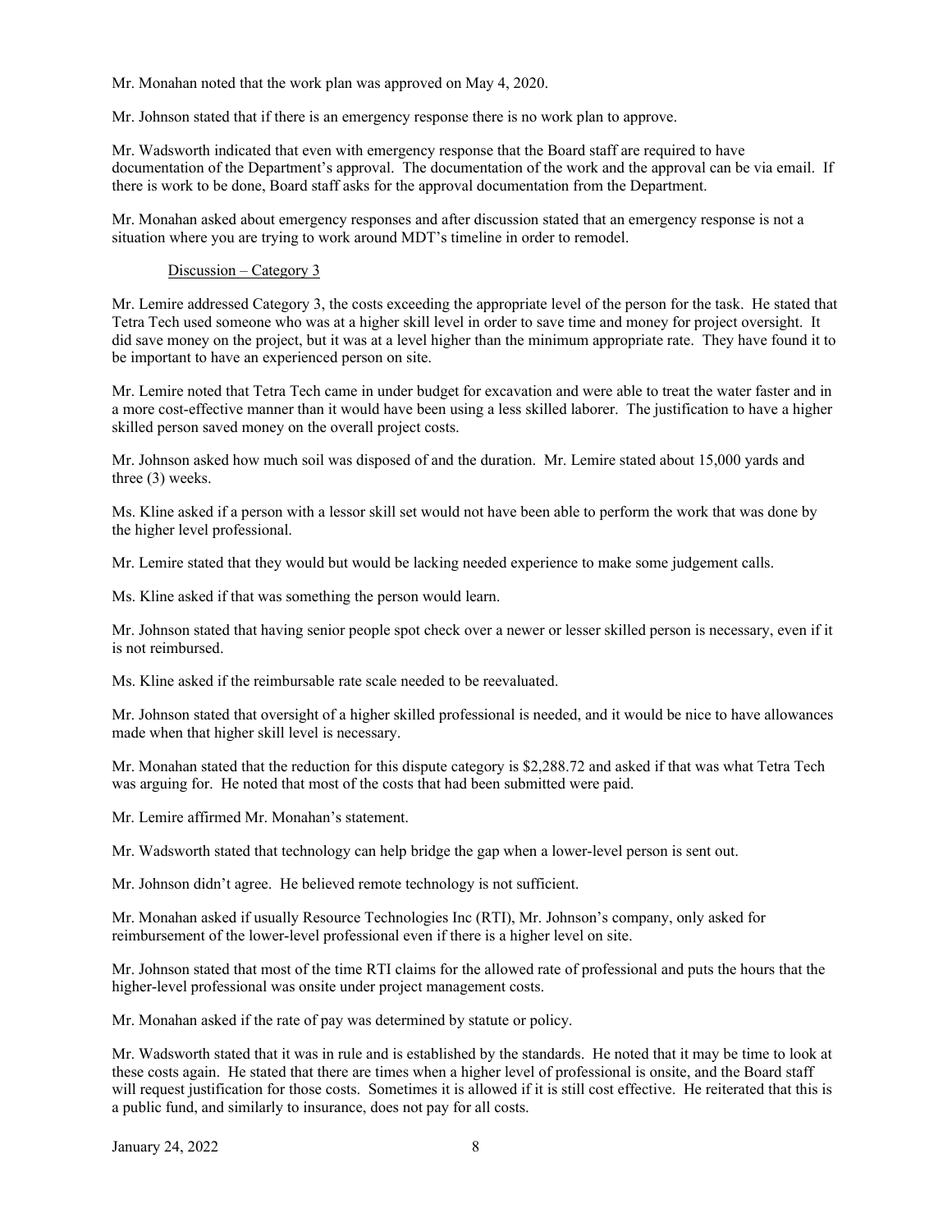Mr. Monahan noted that the work plan was approved on May 4, 2020.

Mr. Johnson stated that if there is an emergency response there is no work plan to approve.

Mr. Wadsworth indicated that even with emergency response that the Board staff are required to have documentation of the Department's approval. The documentation of the work and the approval can be via email. If there is work to be done, Board staff asks for the approval documentation from the Department.

Mr. Monahan asked about emergency responses and after discussion stated that an emergency response is not a situation where you are trying to work around MDT's timeline in order to remodel.

Discussion – Category 3

Mr. Lemire addressed Category 3, the costs exceeding the appropriate level of the person for the task. He stated that Tetra Tech used someone who was at a higher skill level in order to save time and money for project oversight. It did save money on the project, but it was at a level higher than the minimum appropriate rate. They have found it to be important to have an experienced person on site.

Mr. Lemire noted that Tetra Tech came in under budget for excavation and were able to treat the water faster and in a more cost-effective manner than it would have been using a less skilled laborer. The justification to have a higher skilled person saved money on the overall project costs.

Mr. Johnson asked how much soil was disposed of and the duration. Mr. Lemire stated about 15,000 yards and three (3) weeks.

Ms. Kline asked if a person with a lessor skill set would not have been able to perform the work that was done by the higher level professional.

Mr. Lemire stated that they would but would be lacking needed experience to make some judgement calls.

Ms. Kline asked if that was something the person would learn.

Mr. Johnson stated that having senior people spot check over a newer or lesser skilled person is necessary, even if it is not reimbursed.

Ms. Kline asked if the reimbursable rate scale needed to be reevaluated.

Mr. Johnson stated that oversight of a higher skilled professional is needed, and it would be nice to have allowances made when that higher skill level is necessary.

Mr. Monahan stated that the reduction for this dispute category is $2,288.72 and asked if that was what Tetra Tech was arguing for. He noted that most of the costs that had been submitted were paid.

Mr. Lemire affirmed Mr. Monahan's statement.

Mr. Wadsworth stated that technology can help bridge the gap when a lower-level person is sent out.

Mr. Johnson didn't agree. He believed remote technology is not sufficient.

Mr. Monahan asked if usually Resource Technologies Inc (RTI), Mr. Johnson's company, only asked for reimbursement of the lower-level professional even if there is a higher level on site.

Mr. Johnson stated that most of the time RTI claims for the allowed rate of professional and puts the hours that the higher-level professional was onsite under project management costs.

Mr. Monahan asked if the rate of pay was determined by statute or policy.

Mr. Wadsworth stated that it was in rule and is established by the standards. He noted that it may be time to look at these costs again. He stated that there are times when a higher level of professional is onsite, and the Board staff will request justification for those costs. Sometimes it is allowed if it is still cost effective. He reiterated that this is a public fund, and similarly to insurance, does not pay for all costs.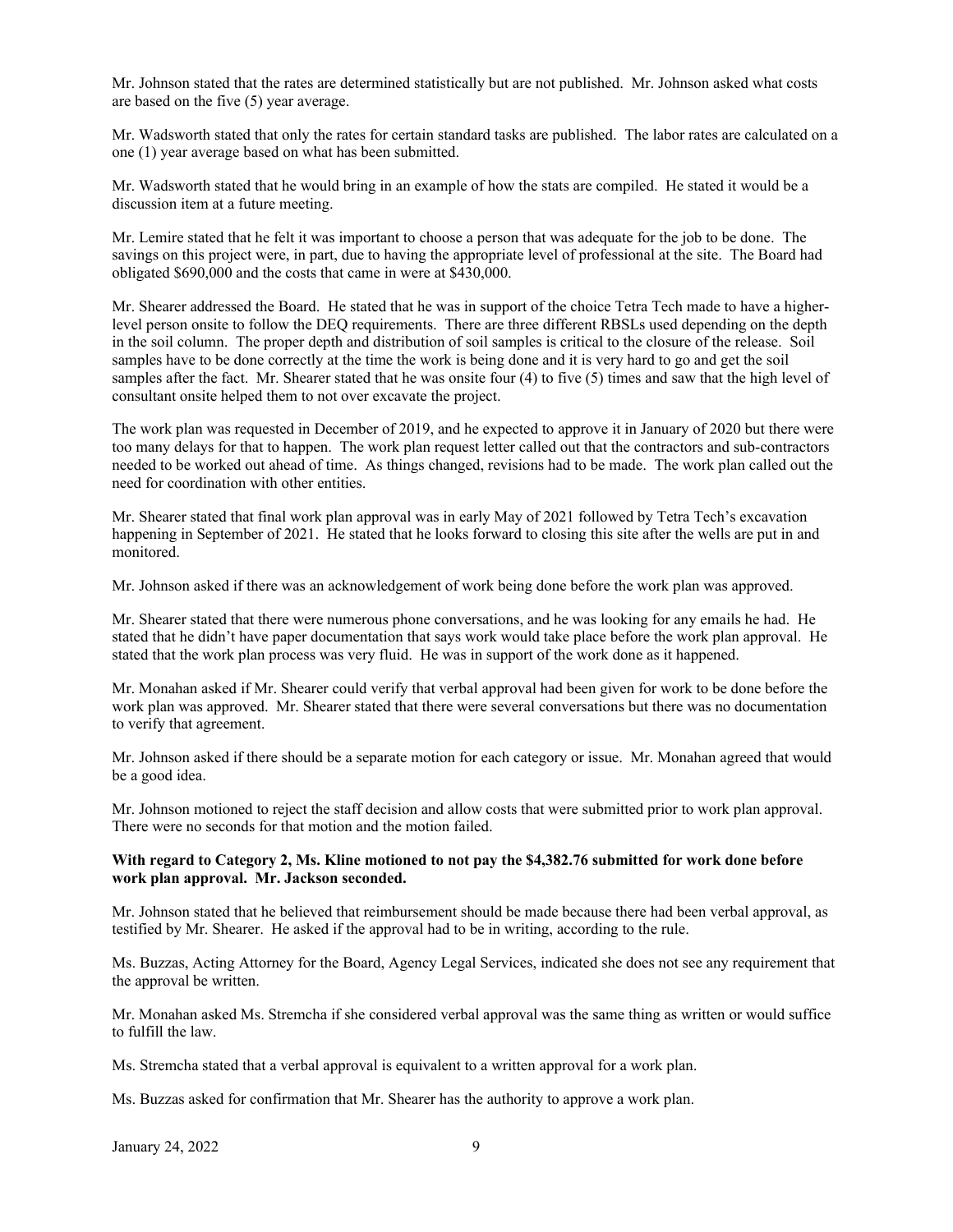Mr. Johnson stated that the rates are determined statistically but are not published. Mr. Johnson asked what costs are based on the five (5) year average.

Mr. Wadsworth stated that only the rates for certain standard tasks are published. The labor rates are calculated on a one (1) year average based on what has been submitted.

Mr. Wadsworth stated that he would bring in an example of how the stats are compiled. He stated it would be a discussion item at a future meeting.

Mr. Lemire stated that he felt it was important to choose a person that was adequate for the job to be done. The savings on this project were, in part, due to having the appropriate level of professional at the site. The Board had obligated $690,000 and the costs that came in were at $430,000.

Mr. Shearer addressed the Board. He stated that he was in support of the choice Tetra Tech made to have a higher-level person onsite to follow the DEQ requirements. There are three different RBSLs used depending on the depth in the soil column. The proper depth and distribution of soil samples is critical to the closure of the release. Soil samples have to be done correctly at the time the work is being done and it is very hard to go and get the soil samples after the fact. Mr. Shearer stated that he was onsite four (4) to five (5) times and saw that the high level of consultant onsite helped them to not over excavate the project.

The work plan was requested in December of 2019, and he expected to approve it in January of 2020 but there were too many delays for that to happen. The work plan request letter called out that the contractors and sub-contractors needed to be worked out ahead of time. As things changed, revisions had to be made. The work plan called out the need for coordination with other entities.

Mr. Shearer stated that final work plan approval was in early May of 2021 followed by Tetra Tech's excavation happening in September of 2021. He stated that he looks forward to closing this site after the wells are put in and monitored.

Mr. Johnson asked if there was an acknowledgement of work being done before the work plan was approved.

Mr. Shearer stated that there were numerous phone conversations, and he was looking for any emails he had. He stated that he didn't have paper documentation that says work would take place before the work plan approval. He stated that the work plan process was very fluid. He was in support of the work done as it happened.

Mr. Monahan asked if Mr. Shearer could verify that verbal approval had been given for work to be done before the work plan was approved. Mr. Shearer stated that there were several conversations but there was no documentation to verify that agreement.

Mr. Johnson asked if there should be a separate motion for each category or issue. Mr. Monahan agreed that would be a good idea.

Mr. Johnson motioned to reject the staff decision and allow costs that were submitted prior to work plan approval. There were no seconds for that motion and the motion failed.

**With regard to Category 2, Ms. Kline motioned to not pay the $4,382.76 submitted for work done before work plan approval. Mr. Jackson seconded.**

Mr. Johnson stated that he believed that reimbursement should be made because there had been verbal approval, as testified by Mr. Shearer. He asked if the approval had to be in writing, according to the rule.

Ms. Buzzas, Acting Attorney for the Board, Agency Legal Services, indicated she does not see any requirement that the approval be written.

Mr. Monahan asked Ms. Stremcha if she considered verbal approval was the same thing as written or would suffice to fulfill the law.

Ms. Stremcha stated that a verbal approval is equivalent to a written approval for a work plan.

Ms. Buzzas asked for confirmation that Mr. Shearer has the authority to approve a work plan.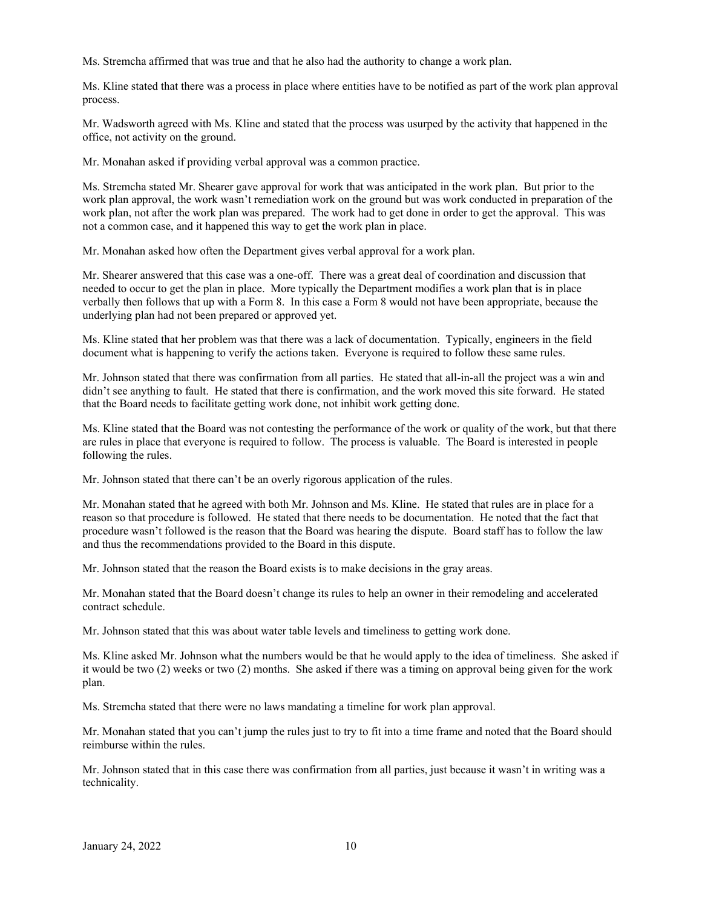Ms. Stremcha affirmed that was true and that he also had the authority to change a work plan.

Ms. Kline stated that there was a process in place where entities have to be notified as part of the work plan approval process.

Mr. Wadsworth agreed with Ms. Kline and stated that the process was usurped by the activity that happened in the office, not activity on the ground.

Mr. Monahan asked if providing verbal approval was a common practice.

Ms. Stremcha stated Mr. Shearer gave approval for work that was anticipated in the work plan. But prior to the work plan approval, the work wasn't remediation work on the ground but was work conducted in preparation of the work plan, not after the work plan was prepared. The work had to get done in order to get the approval. This was not a common case, and it happened this way to get the work plan in place.

Mr. Monahan asked how often the Department gives verbal approval for a work plan.

Mr. Shearer answered that this case was a one-off. There was a great deal of coordination and discussion that needed to occur to get the plan in place. More typically the Department modifies a work plan that is in place verbally then follows that up with a Form 8. In this case a Form 8 would not have been appropriate, because the underlying plan had not been prepared or approved yet.

Ms. Kline stated that her problem was that there was a lack of documentation. Typically, engineers in the field document what is happening to verify the actions taken. Everyone is required to follow these same rules.

Mr. Johnson stated that there was confirmation from all parties. He stated that all-in-all the project was a win and didn't see anything to fault. He stated that there is confirmation, and the work moved this site forward. He stated that the Board needs to facilitate getting work done, not inhibit work getting done.

Ms. Kline stated that the Board was not contesting the performance of the work or quality of the work, but that there are rules in place that everyone is required to follow. The process is valuable. The Board is interested in people following the rules.

Mr. Johnson stated that there can't be an overly rigorous application of the rules.

Mr. Monahan stated that he agreed with both Mr. Johnson and Ms. Kline. He stated that rules are in place for a reason so that procedure is followed. He stated that there needs to be documentation. He noted that the fact that procedure wasn't followed is the reason that the Board was hearing the dispute. Board staff has to follow the law and thus the recommendations provided to the Board in this dispute.

Mr. Johnson stated that the reason the Board exists is to make decisions in the gray areas.

Mr. Monahan stated that the Board doesn't change its rules to help an owner in their remodeling and accelerated contract schedule.

Mr. Johnson stated that this was about water table levels and timeliness to getting work done.

Ms. Kline asked Mr. Johnson what the numbers would be that he would apply to the idea of timeliness. She asked if it would be two (2) weeks or two (2) months. She asked if there was a timing on approval being given for the work plan.

Ms. Stremcha stated that there were no laws mandating a timeline for work plan approval.

Mr. Monahan stated that you can't jump the rules just to try to fit into a time frame and noted that the Board should reimburse within the rules.

Mr. Johnson stated that in this case there was confirmation from all parties, just because it wasn't in writing was a technicality.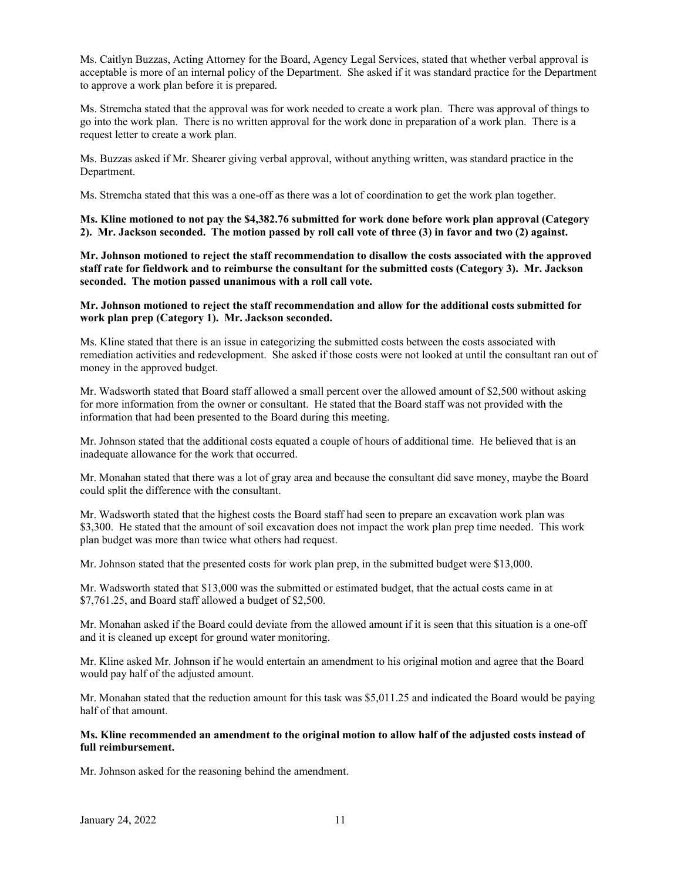Ms. Caitlyn Buzzas, Acting Attorney for the Board, Agency Legal Services, stated that whether verbal approval is acceptable is more of an internal policy of the Department. She asked if it was standard practice for the Department to approve a work plan before it is prepared.

Ms. Stremcha stated that the approval was for work needed to create a work plan. There was approval of things to go into the work plan. There is no written approval for the work done in preparation of a work plan. There is a request letter to create a work plan.

Ms. Buzzas asked if Mr. Shearer giving verbal approval, without anything written, was standard practice in the Department.

Ms. Stremcha stated that this was a one-off as there was a lot of coordination to get the work plan together.

**Ms. Kline motioned to not pay the $4,382.76 submitted for work done before work plan approval (Category 2). Mr. Jackson seconded. The motion passed by roll call vote of three (3) in favor and two (2) against.**

**Mr. Johnson motioned to reject the staff recommendation to disallow the costs associated with the approved staff rate for fieldwork and to reimburse the consultant for the submitted costs (Category 3). Mr. Jackson seconded. The motion passed unanimous with a roll call vote.**

**Mr. Johnson motioned to reject the staff recommendation and allow for the additional costs submitted for work plan prep (Category 1). Mr. Jackson seconded.**

Ms. Kline stated that there is an issue in categorizing the submitted costs between the costs associated with remediation activities and redevelopment. She asked if those costs were not looked at until the consultant ran out of money in the approved budget.

Mr. Wadsworth stated that Board staff allowed a small percent over the allowed amount of $2,500 without asking for more information from the owner or consultant. He stated that the Board staff was not provided with the information that had been presented to the Board during this meeting.

Mr. Johnson stated that the additional costs equated a couple of hours of additional time. He believed that is an inadequate allowance for the work that occurred.

Mr. Monahan stated that there was a lot of gray area and because the consultant did save money, maybe the Board could split the difference with the consultant.

Mr. Wadsworth stated that the highest costs the Board staff had seen to prepare an excavation work plan was $3,300. He stated that the amount of soil excavation does not impact the work plan prep time needed. This work plan budget was more than twice what others had request.

Mr. Johnson stated that the presented costs for work plan prep, in the submitted budget were $13,000.

Mr. Wadsworth stated that $13,000 was the submitted or estimated budget, that the actual costs came in at $7,761.25, and Board staff allowed a budget of $2,500.

Mr. Monahan asked if the Board could deviate from the allowed amount if it is seen that this situation is a one-off and it is cleaned up except for ground water monitoring.

Mr. Kline asked Mr. Johnson if he would entertain an amendment to his original motion and agree that the Board would pay half of the adjusted amount.

Mr. Monahan stated that the reduction amount for this task was $5,011.25 and indicated the Board would be paying half of that amount.

**Ms. Kline recommended an amendment to the original motion to allow half of the adjusted costs instead of full reimbursement.**

Mr. Johnson asked for the reasoning behind the amendment.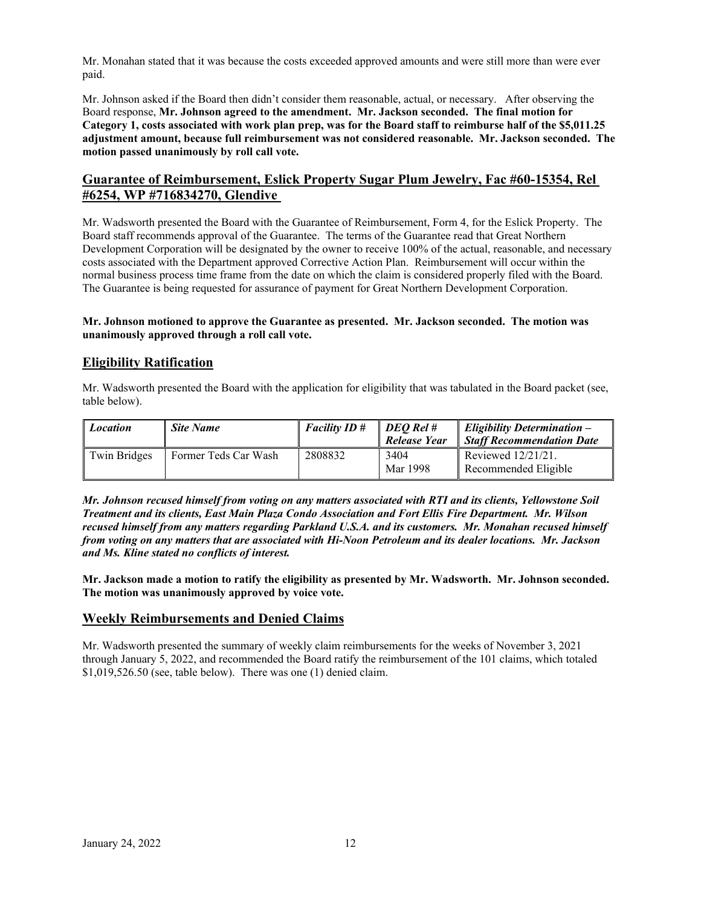Mr. Monahan stated that it was because the costs exceeded approved amounts and were still more than were ever paid.

Mr. Johnson asked if the Board then didn't consider them reasonable, actual, or necessary. After observing the Board response, **Mr. Johnson agreed to the amendment. Mr. Jackson seconded. The final motion for Category 1, costs associated with work plan prep, was for the Board staff to reimburse half of the $5,011.25 adjustment amount, because full reimbursement was not considered reasonable. Mr. Jackson seconded. The motion passed unanimously by roll call vote.**

## Guarantee of Reimbursement, Eslick Property Sugar Plum Jewelry, Fac #60-15354, Rel #6254, WP #716834270, Glendive

Mr. Wadsworth presented the Board with the Guarantee of Reimbursement, Form 4, for the Eslick Property. The Board staff recommends approval of the Guarantee. The terms of the Guarantee read that Great Northern Development Corporation will be designated by the owner to receive 100% of the actual, reasonable, and necessary costs associated with the Department approved Corrective Action Plan. Reimbursement will occur within the normal business process time frame from the date on which the claim is considered properly filed with the Board. The Guarantee is being requested for assurance of payment for Great Northern Development Corporation.

**Mr. Johnson motioned to approve the Guarantee as presented. Mr. Jackson seconded. The motion was unanimously approved through a roll call vote.**

## Eligibility Ratification

Mr. Wadsworth presented the Board with the application for eligibility that was tabulated in the Board packet (see, table below).

| *Location* | *Site Name* | *Facility ID #* | *DEQ Rel # Release Year* | *Eligibility Determination – Staff Recommendation Date* |
|---|---|---|---|---|
| Twin Bridges | Former Teds Car Wash | 2808832 | 3404 Mar 1998 | Reviewed 12/21/21. Recommended Eligible |

***Mr. Johnson recused himself from voting on any matters associated with RTI and its clients, Yellowstone Soil Treatment and its clients, East Main Plaza Condo Association and Fort Ellis Fire Department. Mr. Wilson recused himself from any matters regarding Parkland U.S.A. and its customers. Mr. Monahan recused himself from voting on any matters that are associated with Hi-Noon Petroleum and its dealer locations. Mr. Jackson and Ms. Kline stated no conflicts of interest.***

**Mr. Jackson made a motion to ratify the eligibility as presented by Mr. Wadsworth. Mr. Johnson seconded. The motion was unanimously approved by voice vote.**

## Weekly Reimbursements and Denied Claims

Mr. Wadsworth presented the summary of weekly claim reimbursements for the weeks of November 3, 2021 through January 5, 2022, and recommended the Board ratify the reimbursement of the 101 claims, which totaled $1,019,526.50 (see, table below). There was one (1) denied claim.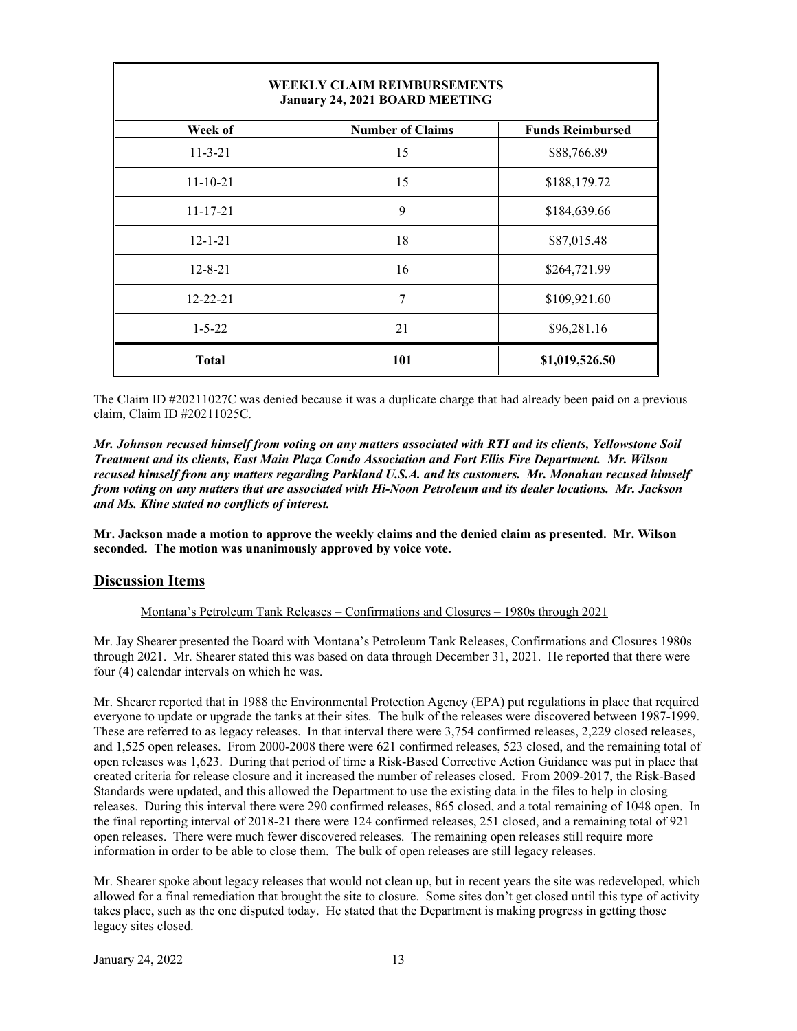| WEEKLY CLAIM REIMBURSEMENTS<br>January 24, 2021 BOARD MEETING | | |
|---|---|---|
| **Week of** | **Number of Claims** | **Funds Reimbursed** |
| 11-3-21 | 15 | $88,766.89 |
| 11-10-21 | 15 | $188,179.72 |
| 11-17-21 | 9 | $184,639.66 |
| 12-1-21 | 18 | $87,015.48 |
| 12-8-21 | 16 | $264,721.99 |
| 12-22-21 | 7 | $109,921.60 |
| 1-5-22 | 21 | $96,281.16 |
| **Total** | **101** | **$1,019,526.50** |

The Claim ID #20211027C was denied because it was a duplicate charge that had already been paid on a previous claim, Claim ID #20211025C.

***Mr. Johnson recused himself from voting on any matters associated with RTI and its clients, Yellowstone Soil Treatment and its clients, East Main Plaza Condo Association and Fort Ellis Fire Department. Mr. Wilson recused himself from any matters regarding Parkland U.S.A. and its customers. Mr. Monahan recused himself from voting on any matters that are associated with Hi-Noon Petroleum and its dealer locations. Mr. Jackson and Ms. Kline stated no conflicts of interest.***

**Mr. Jackson made a motion to approve the weekly claims and the denied claim as presented. Mr. Wilson seconded. The motion was unanimously approved by voice vote.**

## Discussion Items

Montana's Petroleum Tank Releases – Confirmations and Closures – 1980s through 2021

Mr. Jay Shearer presented the Board with Montana's Petroleum Tank Releases, Confirmations and Closures 1980s through 2021. Mr. Shearer stated this was based on data through December 31, 2021. He reported that there were four (4) calendar intervals on which he was.

Mr. Shearer reported that in 1988 the Environmental Protection Agency (EPA) put regulations in place that required everyone to update or upgrade the tanks at their sites. The bulk of the releases were discovered between 1987-1999. These are referred to as legacy releases. In that interval there were 3,754 confirmed releases, 2,229 closed releases, and 1,525 open releases. From 2000-2008 there were 621 confirmed releases, 523 closed, and the remaining total of open releases was 1,623. During that period of time a Risk-Based Corrective Action Guidance was put in place that created criteria for release closure and it increased the number of releases closed. From 2009-2017, the Risk-Based Standards were updated, and this allowed the Department to use the existing data in the files to help in closing releases. During this interval there were 290 confirmed releases, 865 closed, and a total remaining of 1048 open. In the final reporting interval of 2018-21 there were 124 confirmed releases, 251 closed, and a remaining total of 921 open releases. There were much fewer discovered releases. The remaining open releases still require more information in order to be able to close them. The bulk of open releases are still legacy releases.

Mr. Shearer spoke about legacy releases that would not clean up, but in recent years the site was redeveloped, which allowed for a final remediation that brought the site to closure. Some sites don't get closed until this type of activity takes place, such as the one disputed today. He stated that the Department is making progress in getting those legacy sites closed.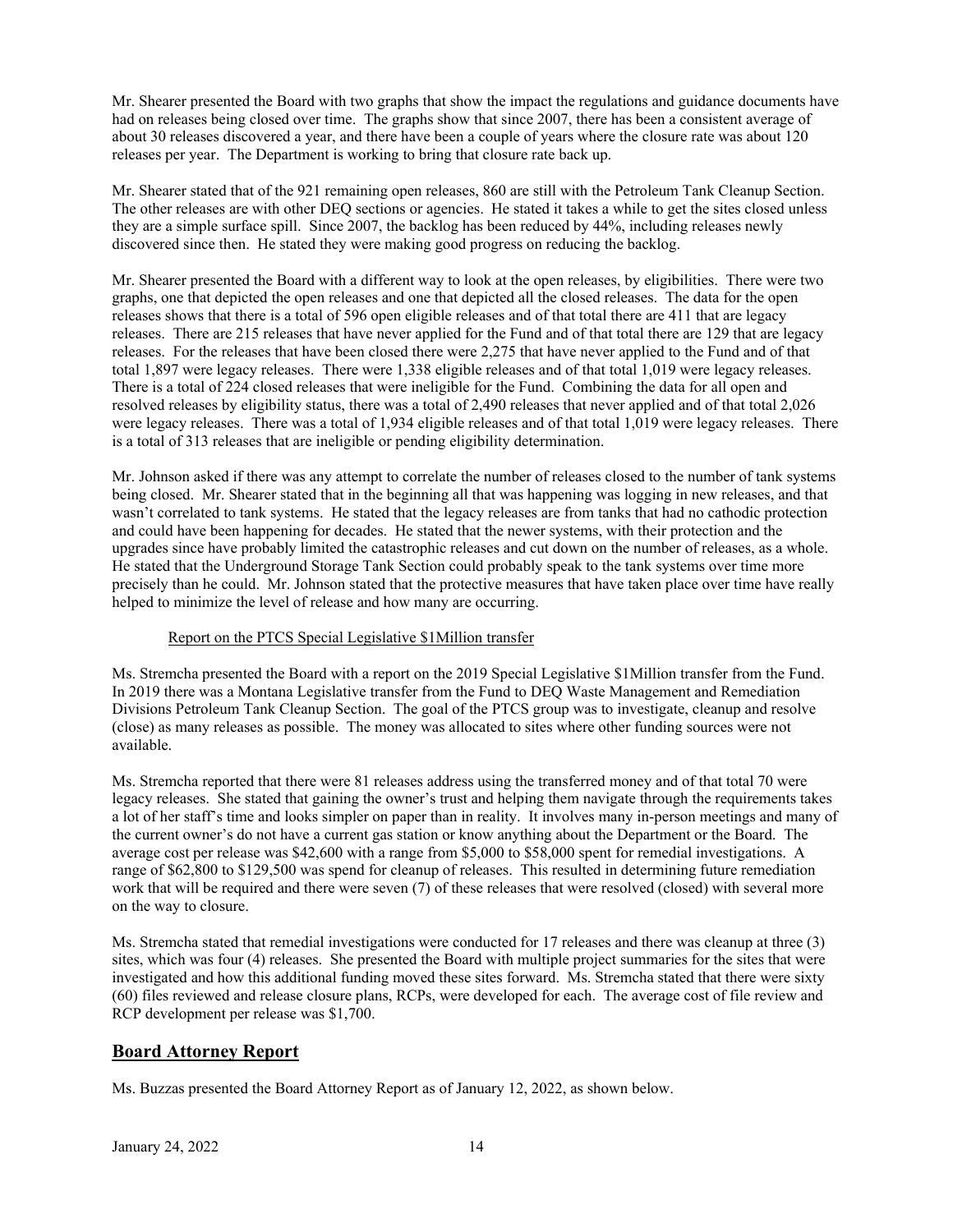Mr. Shearer presented the Board with two graphs that show the impact the regulations and guidance documents have had on releases being closed over time. The graphs show that since 2007, there has been a consistent average of about 30 releases discovered a year, and there have been a couple of years where the closure rate was about 120 releases per year. The Department is working to bring that closure rate back up.

Mr. Shearer stated that of the 921 remaining open releases, 860 are still with the Petroleum Tank Cleanup Section. The other releases are with other DEQ sections or agencies. He stated it takes a while to get the sites closed unless they are a simple surface spill. Since 2007, the backlog has been reduced by 44%, including releases newly discovered since then. He stated they were making good progress on reducing the backlog.

Mr. Shearer presented the Board with a different way to look at the open releases, by eligibilities. There were two graphs, one that depicted the open releases and one that depicted all the closed releases. The data for the open releases shows that there is a total of 596 open eligible releases and of that total there are 411 that are legacy releases. There are 215 releases that have never applied for the Fund and of that total there are 129 that are legacy releases. For the releases that have been closed there were 2,275 that have never applied to the Fund and of that total 1,897 were legacy releases. There were 1,338 eligible releases and of that total 1,019 were legacy releases. There is a total of 224 closed releases that were ineligible for the Fund. Combining the data for all open and resolved releases by eligibility status, there was a total of 2,490 releases that never applied and of that total 2,026 were legacy releases. There was a total of 1,934 eligible releases and of that total 1,019 were legacy releases. There is a total of 313 releases that are ineligible or pending eligibility determination.

Mr. Johnson asked if there was any attempt to correlate the number of releases closed to the number of tank systems being closed. Mr. Shearer stated that in the beginning all that was happening was logging in new releases, and that wasn't correlated to tank systems. He stated that the legacy releases are from tanks that had no cathodic protection and could have been happening for decades. He stated that the newer systems, with their protection and the upgrades since have probably limited the catastrophic releases and cut down on the number of releases, as a whole. He stated that the Underground Storage Tank Section could probably speak to the tank systems over time more precisely than he could. Mr. Johnson stated that the protective measures that have taken place over time have really helped to minimize the level of release and how many are occurring.

Report on the PTCS Special Legislative $1Million transfer

Ms. Stremcha presented the Board with a report on the 2019 Special Legislative $1Million transfer from the Fund. In 2019 there was a Montana Legislative transfer from the Fund to DEQ Waste Management and Remediation Divisions Petroleum Tank Cleanup Section. The goal of the PTCS group was to investigate, cleanup and resolve (close) as many releases as possible. The money was allocated to sites where other funding sources were not available.

Ms. Stremcha reported that there were 81 releases address using the transferred money and of that total 70 were legacy releases. She stated that gaining the owner's trust and helping them navigate through the requirements takes a lot of her staff's time and looks simpler on paper than in reality. It involves many in-person meetings and many of the current owner's do not have a current gas station or know anything about the Department or the Board. The average cost per release was $42,600 with a range from $5,000 to $58,000 spent for remedial investigations. A range of $62,800 to $129,500 was spend for cleanup of releases. This resulted in determining future remediation work that will be required and there were seven (7) of these releases that were resolved (closed) with several more on the way to closure.

Ms. Stremcha stated that remedial investigations were conducted for 17 releases and there was cleanup at three (3) sites, which was four (4) releases. She presented the Board with multiple project summaries for the sites that were investigated and how this additional funding moved these sites forward. Ms. Stremcha stated that there were sixty (60) files reviewed and release closure plans, RCPs, were developed for each. The average cost of file review and RCP development per release was $1,700.

## Board Attorney Report

Ms. Buzzas presented the Board Attorney Report as of January 12, 2022, as shown below.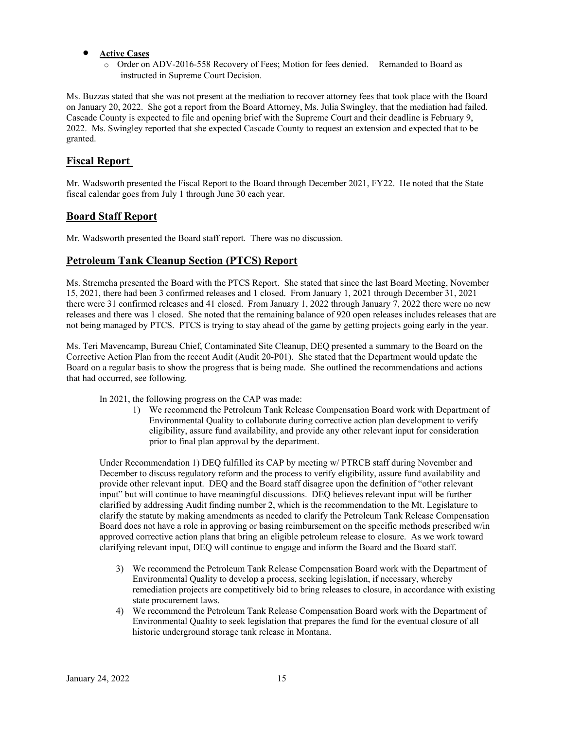- **Active Cases**
  - Order on ADV-2016-558 Recovery of Fees; Motion for fees denied. Remanded to Board as instructed in Supreme Court Decision.

Ms. Buzzas stated that she was not present at the mediation to recover attorney fees that took place with the Board on January 20, 2022. She got a report from the Board Attorney, Ms. Julia Swingley, that the mediation had failed. Cascade County is expected to file and opening brief with the Supreme Court and their deadline is February 9, 2022. Ms. Swingley reported that she expected Cascade County to request an extension and expected that to be granted.

## Fiscal Report

Mr. Wadsworth presented the Fiscal Report to the Board through December 2021, FY22. He noted that the State fiscal calendar goes from July 1 through June 30 each year.

## Board Staff Report

Mr. Wadsworth presented the Board staff report. There was no discussion.

## Petroleum Tank Cleanup Section (PTCS) Report

Ms. Stremcha presented the Board with the PTCS Report. She stated that since the last Board Meeting, November 15, 2021, there had been 3 confirmed releases and 1 closed. From January 1, 2021 through December 31, 2021 there were 31 confirmed releases and 41 closed. From January 1, 2022 through January 7, 2022 there were no new releases and there was 1 closed. She noted that the remaining balance of 920 open releases includes releases that are not being managed by PTCS. PTCS is trying to stay ahead of the game by getting projects going early in the year.

Ms. Teri Mavencamp, Bureau Chief, Contaminated Site Cleanup, DEQ presented a summary to the Board on the Corrective Action Plan from the recent Audit (Audit 20-P01). She stated that the Department would update the Board on a regular basis to show the progress that is being made. She outlined the recommendations and actions that had occurred, see following.

In 2021, the following progress on the CAP was made:

1) We recommend the Petroleum Tank Release Compensation Board work with Department of Environmental Quality to collaborate during corrective action plan development to verify eligibility, assure fund availability, and provide any other relevant input for consideration prior to final plan approval by the department.

Under Recommendation 1) DEQ fulfilled its CAP by meeting w/ PTRCB staff during November and December to discuss regulatory reform and the process to verify eligibility, assure fund availability and provide other relevant input. DEQ and the Board staff disagree upon the definition of "other relevant input" but will continue to have meaningful discussions. DEQ believes relevant input will be further clarified by addressing Audit finding number 2, which is the recommendation to the Mt. Legislature to clarify the statute by making amendments as needed to clarify the Petroleum Tank Release Compensation Board does not have a role in approving or basing reimbursement on the specific methods prescribed w/in approved corrective action plans that bring an eligible petroleum release to closure. As we work toward clarifying relevant input, DEQ will continue to engage and inform the Board and the Board staff.

3) We recommend the Petroleum Tank Release Compensation Board work with the Department of Environmental Quality to develop a process, seeking legislation, if necessary, whereby remediation projects are competitively bid to bring releases to closure, in accordance with existing state procurement laws.
4) We recommend the Petroleum Tank Release Compensation Board work with the Department of Environmental Quality to seek legislation that prepares the fund for the eventual closure of all historic underground storage tank release in Montana.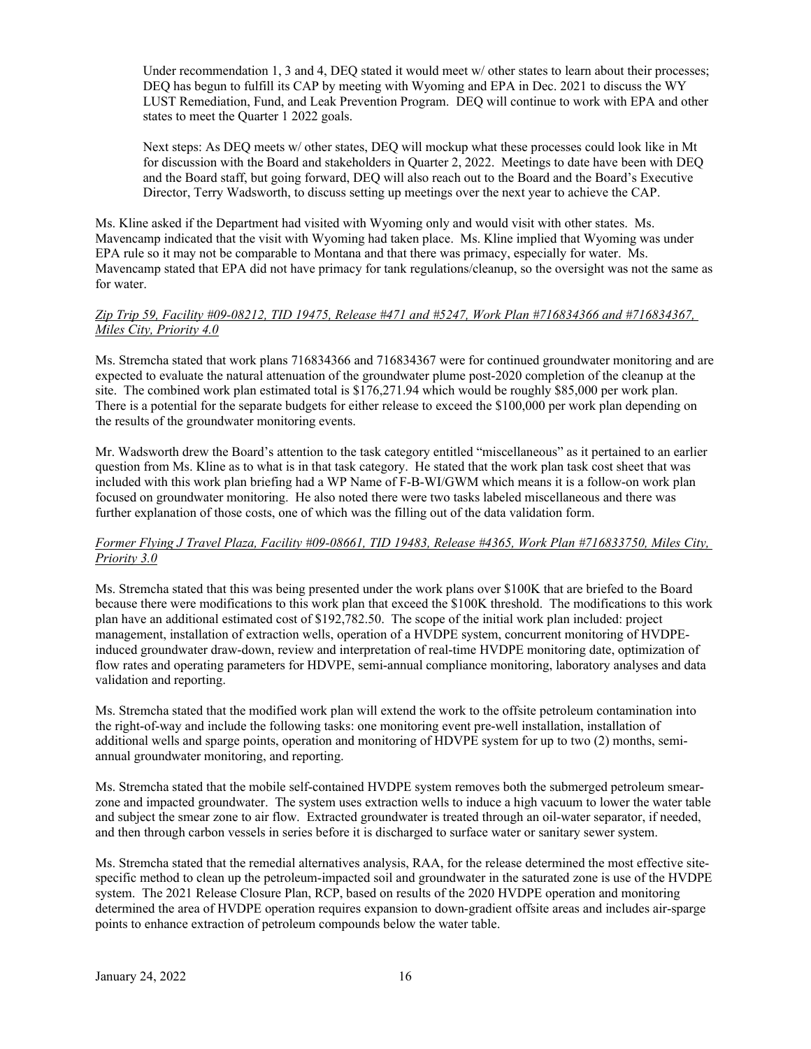Under recommendation 1, 3 and 4, DEQ stated it would meet w/ other states to learn about their processes; DEQ has begun to fulfill its CAP by meeting with Wyoming and EPA in Dec. 2021 to discuss the WY LUST Remediation, Fund, and Leak Prevention Program. DEQ will continue to work with EPA and other states to meet the Quarter 1 2022 goals.

Next steps: As DEQ meets w/ other states, DEQ will mockup what these processes could look like in Mt for discussion with the Board and stakeholders in Quarter 2, 2022. Meetings to date have been with DEQ and the Board staff, but going forward, DEQ will also reach out to the Board and the Board's Executive Director, Terry Wadsworth, to discuss setting up meetings over the next year to achieve the CAP.

Ms. Kline asked if the Department had visited with Wyoming only and would visit with other states. Ms. Mavencamp indicated that the visit with Wyoming had taken place. Ms. Kline implied that Wyoming was under EPA rule so it may not be comparable to Montana and that there was primacy, especially for water. Ms. Mavencamp stated that EPA did not have primacy for tank regulations/cleanup, so the oversight was not the same as for water.

*Zip Trip 59, Facility #09-08212, TID 19475, Release #471 and #5247, Work Plan #716834366 and #716834367, Miles City, Priority 4.0*

Ms. Stremcha stated that work plans 716834366 and 716834367 were for continued groundwater monitoring and are expected to evaluate the natural attenuation of the groundwater plume post-2020 completion of the cleanup at the site. The combined work plan estimated total is $176,271.94 which would be roughly $85,000 per work plan. There is a potential for the separate budgets for either release to exceed the $100,000 per work plan depending on the results of the groundwater monitoring events.

Mr. Wadsworth drew the Board's attention to the task category entitled "miscellaneous" as it pertained to an earlier question from Ms. Kline as to what is in that task category. He stated that the work plan task cost sheet that was included with this work plan briefing had a WP Name of F-B-WI/GWM which means it is a follow-on work plan focused on groundwater monitoring. He also noted there were two tasks labeled miscellaneous and there was further explanation of those costs, one of which was the filling out of the data validation form.

*Former Flying J Travel Plaza, Facility #09-08661, TID 19483, Release #4365, Work Plan #716833750, Miles City, Priority 3.0*

Ms. Stremcha stated that this was being presented under the work plans over $100K that are briefed to the Board because there were modifications to this work plan that exceed the $100K threshold. The modifications to this work plan have an additional estimated cost of $192,782.50. The scope of the initial work plan included: project management, installation of extraction wells, operation of a HVDPE system, concurrent monitoring of HVDPE-induced groundwater draw-down, review and interpretation of real-time HVDPE monitoring date, optimization of flow rates and operating parameters for HDVPE, semi-annual compliance monitoring, laboratory analyses and data validation and reporting.

Ms. Stremcha stated that the modified work plan will extend the work to the offsite petroleum contamination into the right-of-way and include the following tasks: one monitoring event pre-well installation, installation of additional wells and sparge points, operation and monitoring of HDVPE system for up to two (2) months, semi-annual groundwater monitoring, and reporting.

Ms. Stremcha stated that the mobile self-contained HVDPE system removes both the submerged petroleum smear-zone and impacted groundwater. The system uses extraction wells to induce a high vacuum to lower the water table and subject the smear zone to air flow. Extracted groundwater is treated through an oil-water separator, if needed, and then through carbon vessels in series before it is discharged to surface water or sanitary sewer system.

Ms. Stremcha stated that the remedial alternatives analysis, RAA, for the release determined the most effective site-specific method to clean up the petroleum-impacted soil and groundwater in the saturated zone is use of the HVDPE system. The 2021 Release Closure Plan, RCP, based on results of the 2020 HVDPE operation and monitoring determined the area of HVDPE operation requires expansion to down-gradient offsite areas and includes air-sparge points to enhance extraction of petroleum compounds below the water table.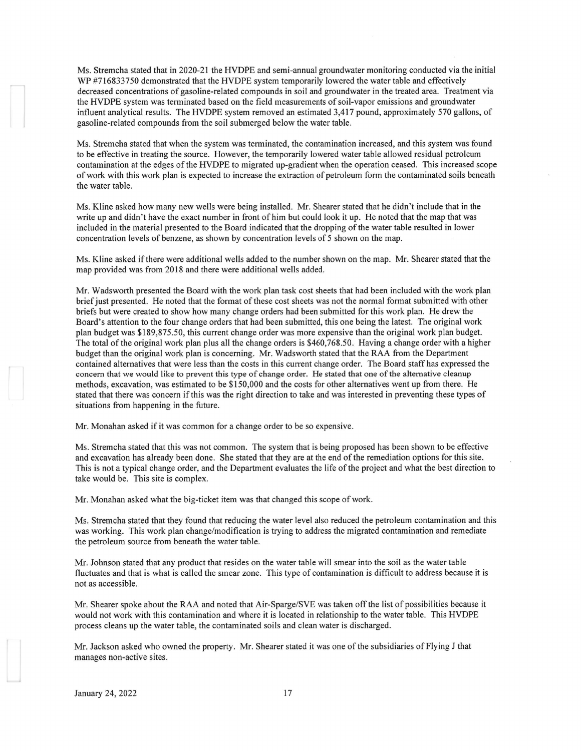Ms. Stremcha stated that in 2020-21 the HVDPE and semi-annual groundwater monitoring conducted via the initial WP #716833750 demonstrated that the HVDPE system temporarily lowered the water table and effectively decreased concentrations of gasoline-related compounds in soil and groundwater in the treated area. Treatment via the HVDPE system was terminated based on the field measurements of soil-vapor emissions and groundwater influent analytical results. The HVDPE system removed an estimated 3,417 pound, approximately 570 gallons, of gasoline-related compounds from the soil submerged below the water table.

Ms. Stremcha stated that when the system was terminated, the contamination increased, and this system was found to be effective in treating the source. However, the temporarily lowered water table allowed residual petroleum contamination at the edges of the HVDPE to migrated up-gradient when the operation ceased. This increased scope of work with this work plan is expected to increase the extraction of petroleum form the contaminated soils beneath the water table.

Ms. Kline asked how many new wells were being installed. Mr. Shearer stated that he didn't include that in the write up and didn't have the exact number in front of him but could look it up. He noted that the map that was included in the material presented to the Board indicated that the dropping of the water table resulted in lower concentration levels of benzene, as shown by concentration levels of 5 shown on the map.

Ms. Kline asked if there were additional wells added to the number shown on the map. Mr. Shearer stated that the map provided was from 2018 and there were additional wells added.

Mr. Wadsworth presented the Board with the work plan task cost sheets that had been included with the work plan brief just presented. He noted that the format of these cost sheets was not the normal format submitted with other briefs but were created to show how many change orders had been submitted for this work plan. He drew the Board's attention to the four change orders that had been submitted, this one being the latest. The original work plan budget was $189,875.50, this current change order was more expensive than the original work plan budget. The total of the original work plan plus all the change orders is $460,768.50. Having a change order with a higher budget than the original work plan is concerning. Mr. Wadsworth stated that the RAA from the Department contained alternatives that were less than the costs in this current change order. The Board staff has expressed the concern that we would like to prevent this type of change order. He stated that one of the alternative cleanup methods, excavation, was estimated to be $150,000 and the costs for other alternatives went up from there. He stated that there was concern if this was the right direction to take and was interested in preventing these types of situations from happening in the future.

Mr. Monahan asked if it was common for a change order to be so expensive.

Ms. Stremcha stated that this was not common. The system that is being proposed has been shown to be effective and excavation has already been done. She stated that they are at the end of the remediation options for this site. This is not a typical change order, and the Department evaluates the life of the project and what the best direction to take would be. This site is complex.

Mr. Monahan asked what the big-ticket item was that changed this scope of work.

Ms. Stremcha stated that they found that reducing the water level also reduced the petroleum contamination and this was working. This work plan change/modification is trying to address the migrated contamination and remediate the petroleum source from beneath the water table.

Mr. Johnson stated that any product that resides on the water table will smear into the soil as the water table fluctuates and that is what is called the smear zone. This type of contamination is difficult to address because it is not as accessible.

Mr. Shearer spoke about the RAA and noted that Air-Sparge/SVE was taken off the list of possibilities because it would not work with this contamination and where it is located in relationship to the water table. This HVDPE process cleans up the water table, the contaminated soils and clean water is discharged.

Mr. Jackson asked who owned the property. Mr. Shearer stated it was one of the subsidiaries of Flying J that manages non-active sites.

January 24, 2022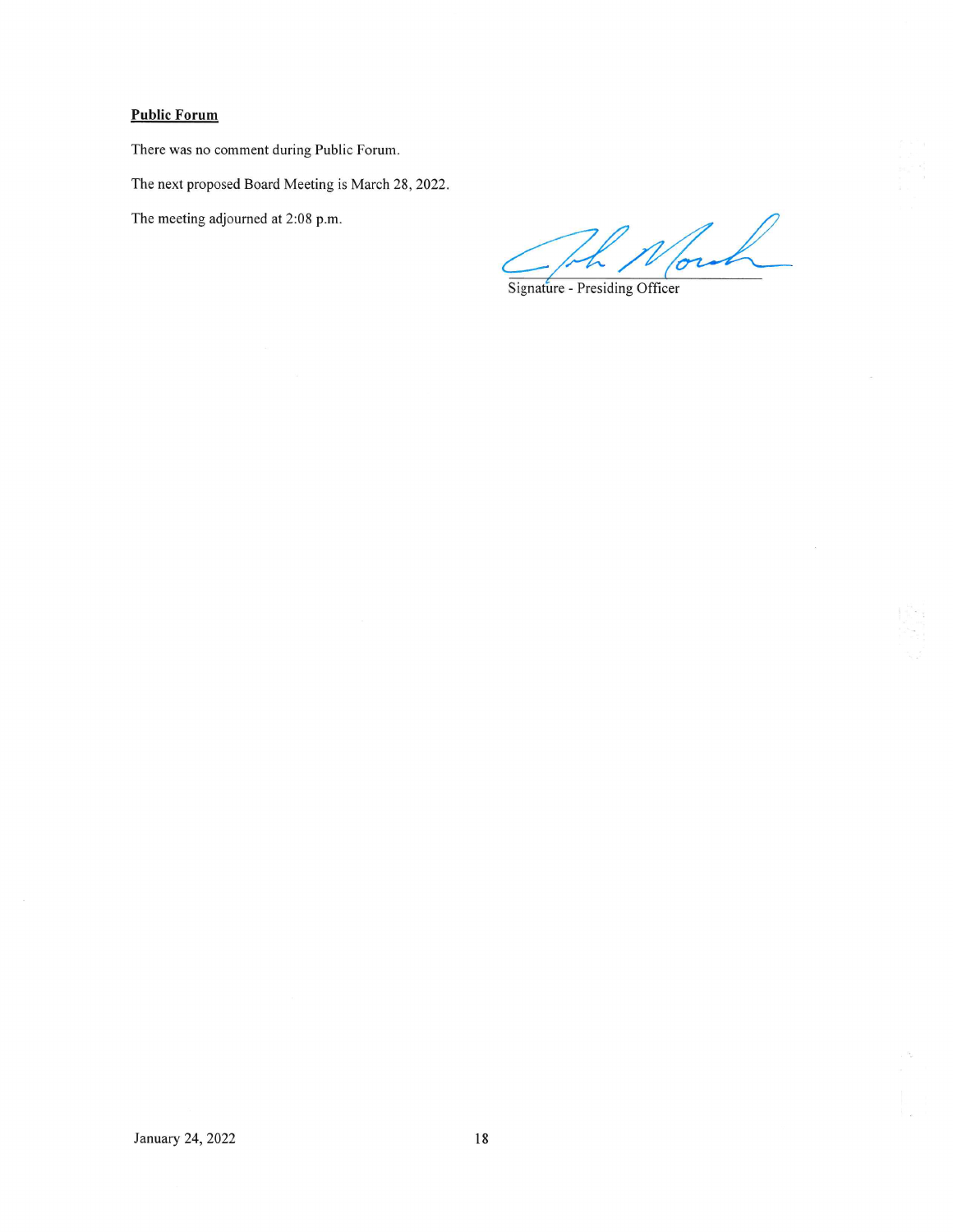**Public Forum**

There was no comment during Public Forum.

The next proposed Board Meeting is March 28, 2022.

The meeting adjourned at 2:08 p.m.

Signature - Presiding Officer

January 24, 2022